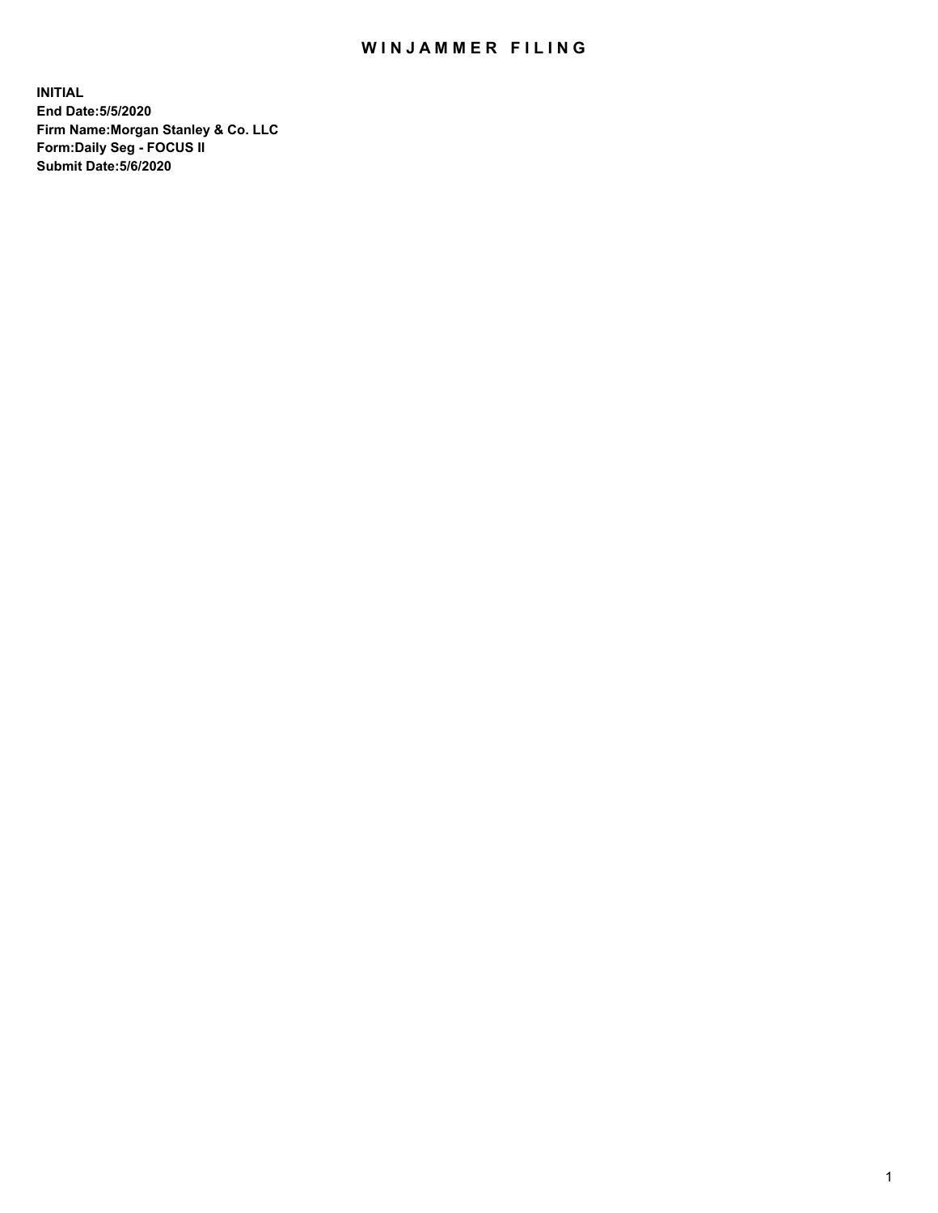# WINJAMMER FILING

**INITIAL**
**End Date:5/5/2020**
**Firm Name:Morgan Stanley & Co. LLC**
**Form:Daily Seg - FOCUS II**
**Submit Date:5/6/2020**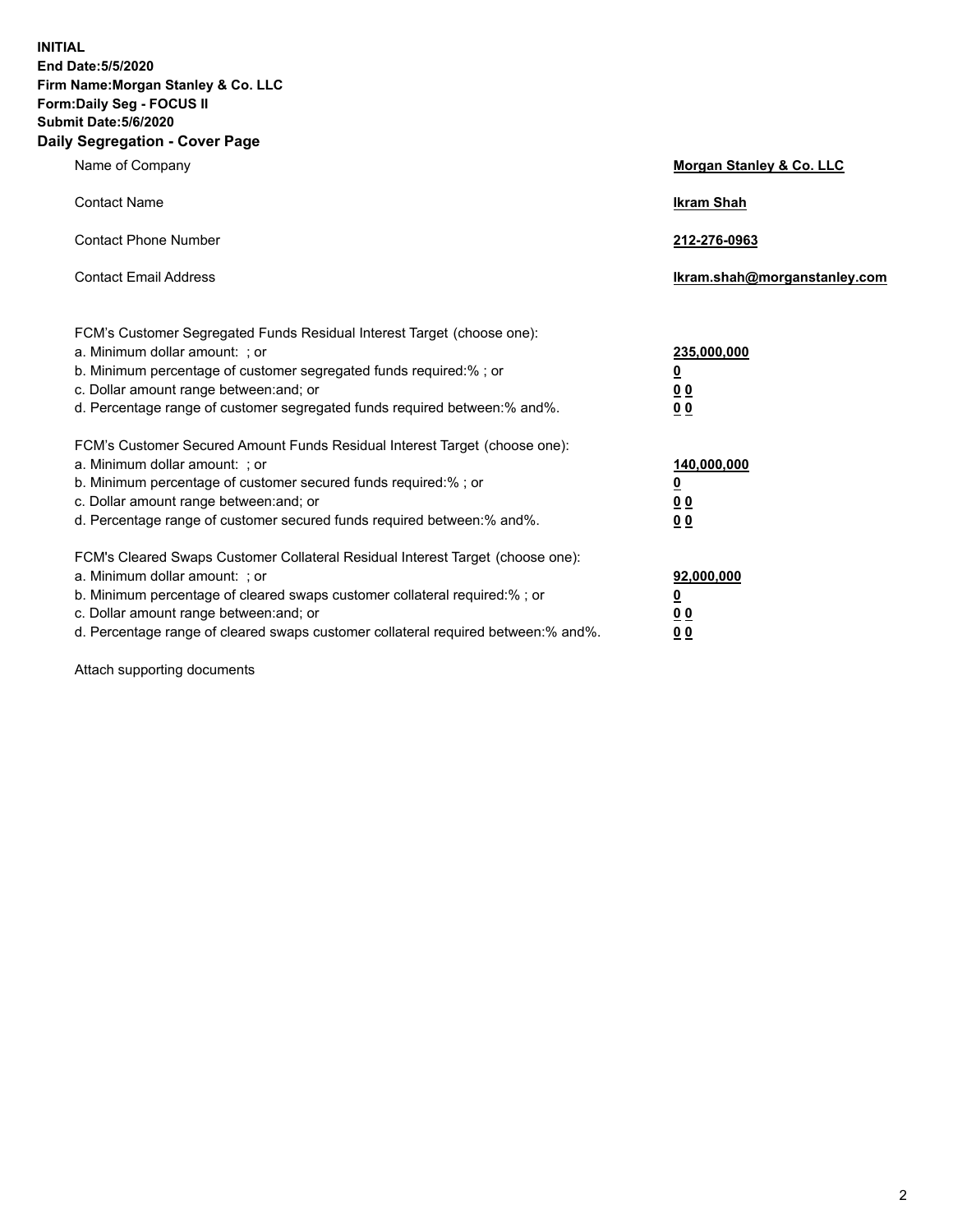**INITIAL**
**End Date:5/5/2020**
**Firm Name:Morgan Stanley & Co. LLC**
**Form:Daily Seg - FOCUS II**
**Submit Date:5/6/2020**

## Daily Segregation - Cover Page

| | |
|---|---|
| Name of Company | **Morgan Stanley & Co. LLC** |
| Contact Name | **Ikram Shah** |
| Contact Phone Number | **212-276-0963** |
| Contact Email Address | **Ikram.shah@morganstanley.com** |

| | |
|---|---|
| FCM's Customer Segregated Funds Residual Interest Target (choose one): | |
| a. Minimum dollar amount: ; or | **235,000,000** |
| b. Minimum percentage of customer segregated funds required:% ; or | **0** |
| c. Dollar amount range between:and; or | **0 0** |
| d. Percentage range of customer segregated funds required between:% and%. | **0 0** |
| FCM's Customer Secured Amount Funds Residual Interest Target (choose one): | |
| a. Minimum dollar amount: ; or | **140,000,000** |
| b. Minimum percentage of customer secured funds required:% ; or | **0** |
| c. Dollar amount range between:and; or | **0 0** |
| d. Percentage range of customer secured funds required between:% and%. | **0 0** |
| FCM's Cleared Swaps Customer Collateral Residual Interest Target (choose one): | |
| a. Minimum dollar amount: ; or | **92,000,000** |
| b. Minimum percentage of cleared swaps customer collateral required:% ; or | **0** |
| c. Dollar amount range between:and; or | **0 0** |
| d. Percentage range of cleared swaps customer collateral required between:% and%. | **0 0** |

Attach supporting documents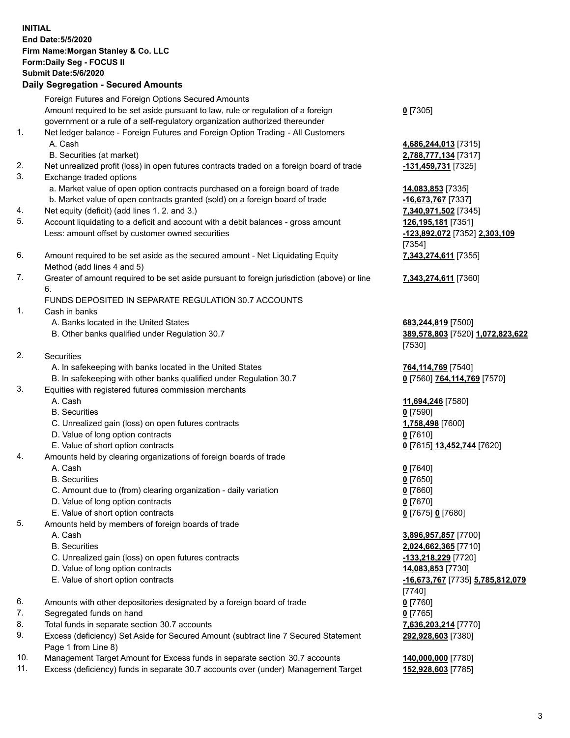**INITIAL**
**End Date:5/5/2020**
**Firm Name:Morgan Stanley & Co. LLC**
**Form:Daily Seg - FOCUS II**
**Submit Date:5/6/2020**

## Daily Segregation - Secured Amounts

| | | |
|---|---|---|
| | Foreign Futures and Foreign Options Secured Amounts | |
| | Amount required to be set aside pursuant to law, rule or regulation of a foreign government or a rule of a self-regulatory organization authorized thereunder | **0** [7305] |
| 1. | Net ledger balance - Foreign Futures and Foreign Option Trading - All Customers | |
| | A. Cash | **4,686,244,013** [7315] |
| | B. Securities (at market) | **2,788,777,134** [7317] |
| 2. | Net unrealized profit (loss) in open futures contracts traded on a foreign board of trade | **-131,459,731** [7325] |
| 3. | Exchange traded options | |
| | a. Market value of open option contracts purchased on a foreign board of trade | **14,083,853** [7335] |
| | b. Market value of open contracts granted (sold) on a foreign board of trade | **-16,673,767** [7337] |
| 4. | Net equity (deficit) (add lines 1. 2. and 3.) | **7,340,971,502** [7345] |
| 5. | Account liquidating to a deficit and account with a debit balances - gross amount | **126,195,181** [7351] |
| | Less: amount offset by customer owned securities | **-123,892,072** [7352] **2,303,109** [7354] |
| 6. | Amount required to be set aside as the secured amount - Net Liquidating Equity Method (add lines 4 and 5) | **7,343,274,611** [7355] |
| 7. | Greater of amount required to be set aside pursuant to foreign jurisdiction (above) or line 6. | **7,343,274,611** [7360] |
| | FUNDS DEPOSITED IN SEPARATE REGULATION 30.7 ACCOUNTS | |
| 1. | Cash in banks | |
| | A. Banks located in the United States | **683,244,819** [7500] |
| | B. Other banks qualified under Regulation 30.7 | **389,578,803** [7520] **1,072,823,622** [7530] |
| 2. | Securities | |
| | A. In safekeeping with banks located in the United States | **764,114,769** [7540] |
| | B. In safekeeping with other banks qualified under Regulation 30.7 | **0** [7560] **764,114,769** [7570] |
| 3. | Equities with registered futures commission merchants | |
| | A. Cash | **11,694,246** [7580] |
| | B. Securities | **0** [7590] |
| | C. Unrealized gain (loss) on open futures contracts | **1,758,498** [7600] |
| | D. Value of long option contracts | **0** [7610] |
| | E. Value of short option contracts | **0** [7615] **13,452,744** [7620] |
| 4. | Amounts held by clearing organizations of foreign boards of trade | |
| | A. Cash | **0** [7640] |
| | B. Securities | **0** [7650] |
| | C. Amount due to (from) clearing organization - daily variation | **0** [7660] |
| | D. Value of long option contracts | **0** [7670] |
| | E. Value of short option contracts | **0** [7675] **0** [7680] |
| 5. | Amounts held by members of foreign boards of trade | |
| | A. Cash | **3,896,957,857** [7700] |
| | B. Securities | **2,024,662,365** [7710] |
| | C. Unrealized gain (loss) on open futures contracts | **-133,218,229** [7720] |
| | D. Value of long option contracts | **14,083,853** [7730] |
| | E. Value of short option contracts | **-16,673,767** [7735] **5,785,812,079** [7740] |
| 6. | Amounts with other depositories designated by a foreign board of trade | **0** [7760] |
| 7. | Segregated funds on hand | **0** [7765] |
| 8. | Total funds in separate section 30.7 accounts | **7,636,203,214** [7770] |
| 9. | Excess (deficiency) Set Aside for Secured Amount (subtract line 7 Secured Statement Page 1 from Line 8) | **292,928,603** [7380] |
| 10. | Management Target Amount for Excess funds in separate section 30.7 accounts | **140,000,000** [7780] |
| 11. | Excess (deficiency) funds in separate 30.7 accounts over (under) Management Target | **152,928,603** [7785] |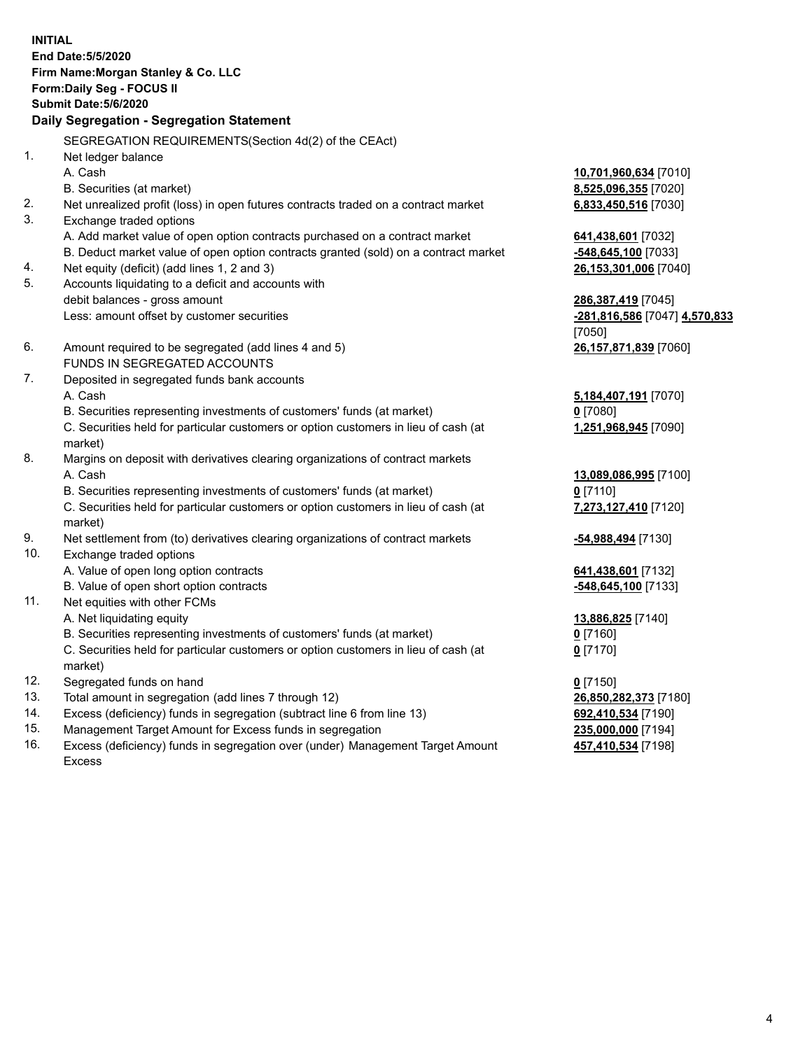**INITIAL**
**End Date:5/5/2020**
**Firm Name:Morgan Stanley & Co. LLC**
**Form:Daily Seg - FOCUS II**
**Submit Date:5/6/2020**

## Daily Segregation - Segregation Statement

SEGREGATION REQUIREMENTS(Section 4d(2) of the CEAct)

| | | |
|---|---|---|
| 1. | Net ledger balance | |
| | A. Cash | **10,701,960,634** [7010] |
| | B. Securities (at market) | **8,525,096,355** [7020] |
| 2. | Net unrealized profit (loss) in open futures contracts traded on a contract market | **6,833,450,516** [7030] |
| 3. | Exchange traded options | |
| | A. Add market value of open option contracts purchased on a contract market | **641,438,601** [7032] |
| | B. Deduct market value of open option contracts granted (sold) on a contract market | **-548,645,100** [7033] |
| 4. | Net equity (deficit) (add lines 1, 2 and 3) | **26,153,301,006** [7040] |
| 5. | Accounts liquidating to a deficit and accounts with debit balances - gross amount | **286,387,419** [7045] |
| | Less: amount offset by customer securities | **-281,816,586** [7047] **4,570,833** [7050] |
| 6. | Amount required to be segregated (add lines 4 and 5) | **26,157,871,839** [7060] |
| | FUNDS IN SEGREGATED ACCOUNTS | |
| 7. | Deposited in segregated funds bank accounts | |
| | A. Cash | **5,184,407,191** [7070] |
| | B. Securities representing investments of customers' funds (at market) | **0** [7080] |
| | C. Securities held for particular customers or option customers in lieu of cash (at market) | **1,251,968,945** [7090] |
| 8. | Margins on deposit with derivatives clearing organizations of contract markets | |
| | A. Cash | **13,089,086,995** [7100] |
| | B. Securities representing investments of customers' funds (at market) | **0** [7110] |
| | C. Securities held for particular customers or option customers in lieu of cash (at market) | **7,273,127,410** [7120] |
| 9. | Net settlement from (to) derivatives clearing organizations of contract markets | **-54,988,494** [7130] |
| 10. | Exchange traded options | |
| | A. Value of open long option contracts | **641,438,601** [7132] |
| | B. Value of open short option contracts | **-548,645,100** [7133] |
| 11. | Net equities with other FCMs | |
| | A. Net liquidating equity | **13,886,825** [7140] |
| | B. Securities representing investments of customers' funds (at market) | **0** [7160] |
| | C. Securities held for particular customers or option customers in lieu of cash (at market) | **0** [7170] |
| 12. | Segregated funds on hand | **0** [7150] |
| 13. | Total amount in segregation (add lines 7 through 12) | **26,850,282,373** [7180] |
| 14. | Excess (deficiency) funds in segregation (subtract line 6 from line 13) | **692,410,534** [7190] |
| 15. | Management Target Amount for Excess funds in segregation | **235,000,000** [7194] |
| 16. | Excess (deficiency) funds in segregation over (under) Management Target Amount Excess | **457,410,534** [7198] |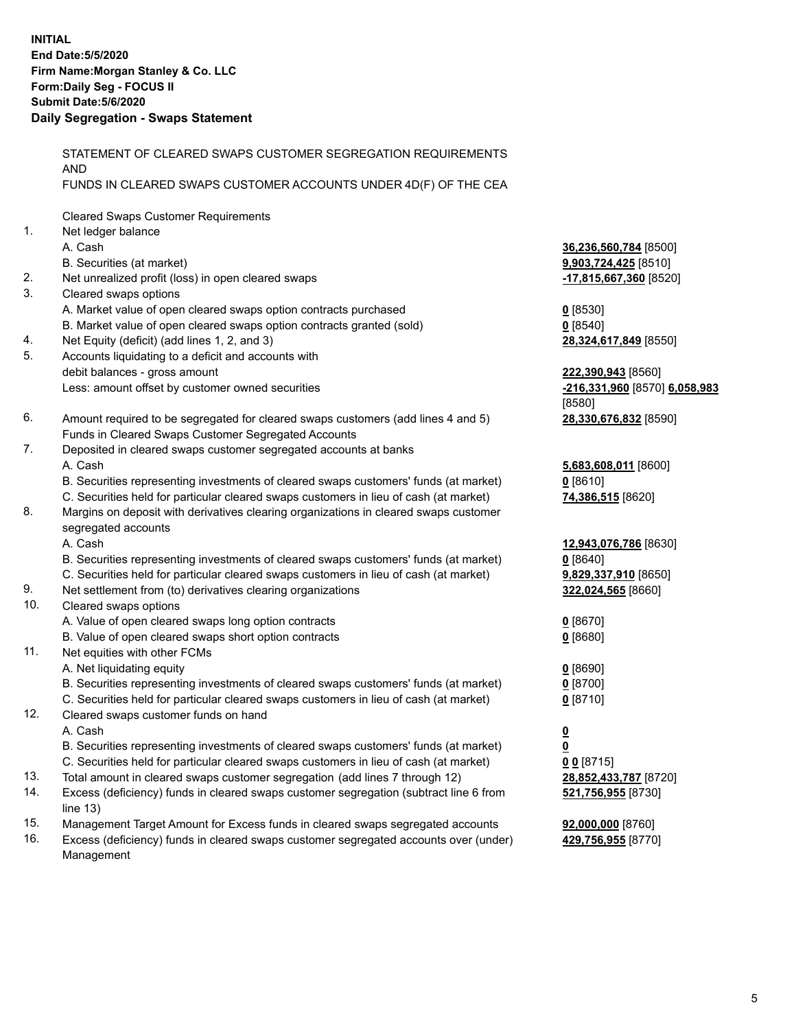**INITIAL**
**End Date:5/5/2020**
**Firm Name:Morgan Stanley & Co. LLC**
**Form:Daily Seg - FOCUS II**
**Submit Date:5/6/2020**
**Daily Segregation - Swaps Statement**

STATEMENT OF CLEARED SWAPS CUSTOMER SEGREGATION REQUIREMENTS AND FUNDS IN CLEARED SWAPS CUSTOMER ACCOUNTS UNDER 4D(F) OF THE CEA

| | | |
|---|---|---|
| | Cleared Swaps Customer Requirements | |
| 1. | Net ledger balance | |
| | A. Cash | **36,236,560,784** [8500] |
| | B. Securities (at market) | **9,903,724,425** [8510] |
| 2. | Net unrealized profit (loss) in open cleared swaps | **-17,815,667,360** [8520] |
| 3. | Cleared swaps options | |
| | A. Market value of open cleared swaps option contracts purchased | **0** [8530] |
| | B. Market value of open cleared swaps option contracts granted (sold) | **0** [8540] |
| 4. | Net Equity (deficit) (add lines 1, 2, and 3) | **28,324,617,849** [8550] |
| 5. | Accounts liquidating to a deficit and accounts with debit balances - gross amount | **222,390,943** [8560] |
| | Less: amount offset by customer owned securities | **-216,331,960** [8570] **6,058,983** [8580] |
| 6. | Amount required to be segregated for cleared swaps customers (add lines 4 and 5) | **28,330,676,832** [8590] |
| | Funds in Cleared Swaps Customer Segregated Accounts | |
| 7. | Deposited in cleared swaps customer segregated accounts at banks | |
| | A. Cash | **5,683,608,011** [8600] |
| | B. Securities representing investments of cleared swaps customers' funds (at market) | **0** [8610] |
| | C. Securities held for particular cleared swaps customers in lieu of cash (at market) | **74,386,515** [8620] |
| 8. | Margins on deposit with derivatives clearing organizations in cleared swaps customer segregated accounts | |
| | A. Cash | **12,943,076,786** [8630] |
| | B. Securities representing investments of cleared swaps customers' funds (at market) | **0** [8640] |
| | C. Securities held for particular cleared swaps customers in lieu of cash (at market) | **9,829,337,910** [8650] |
| 9. | Net settlement from (to) derivatives clearing organizations | **322,024,565** [8660] |
| 10. | Cleared swaps options | |
| | A. Value of open cleared swaps long option contracts | **0** [8670] |
| | B. Value of open cleared swaps short option contracts | **0** [8680] |
| 11. | Net equities with other FCMs | |
| | A. Net liquidating equity | **0** [8690] |
| | B. Securities representing investments of cleared swaps customers' funds (at market) | **0** [8700] |
| | C. Securities held for particular cleared swaps customers in lieu of cash (at market) | **0** [8710] |
| 12. | Cleared swaps customer funds on hand | |
| | A. Cash | **0** |
| | B. Securities representing investments of cleared swaps customers' funds (at market) | **0** |
| | C. Securities held for particular cleared swaps customers in lieu of cash (at market) | **0** **0** [8715] |
| 13. | Total amount in cleared swaps customer segregation (add lines 7 through 12) | **28,852,433,787** [8720] |
| 14. | Excess (deficiency) funds in cleared swaps customer segregation (subtract line 6 from line 13) | **521,756,955** [8730] |
| 15. | Management Target Amount for Excess funds in cleared swaps segregated accounts | **92,000,000** [8760] |
| 16. | Excess (deficiency) funds in cleared swaps customer segregated accounts over (under) Management | **429,756,955** [8770] |